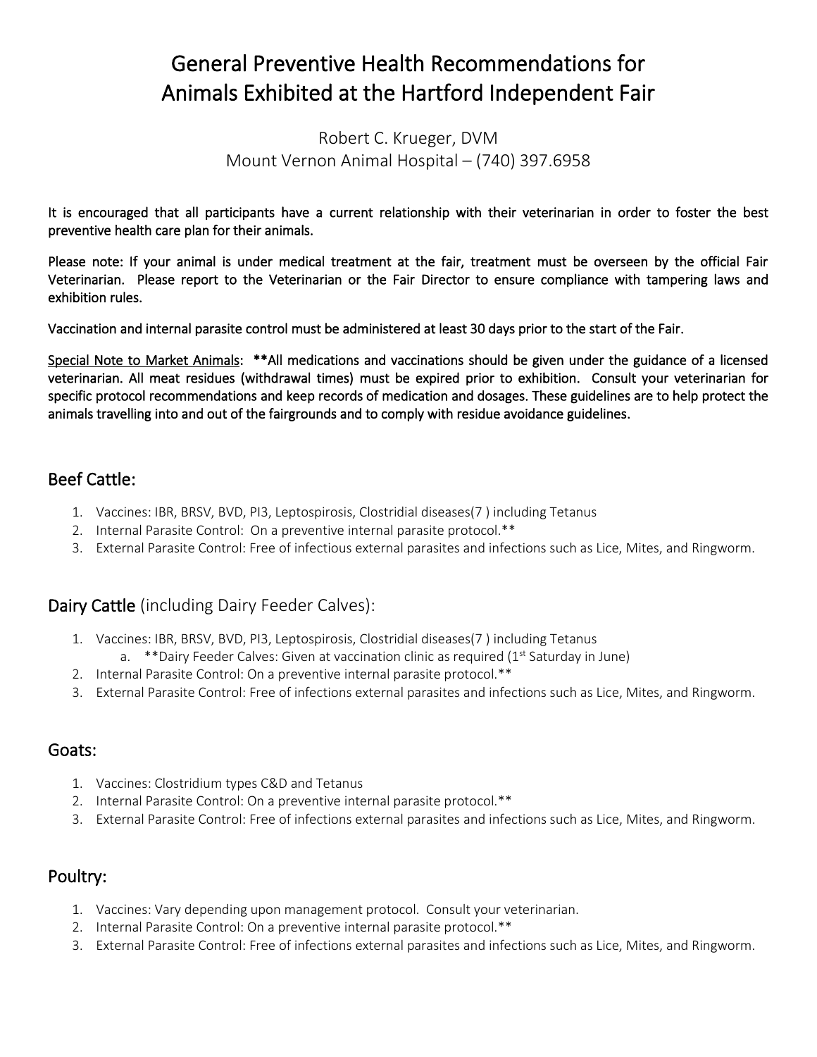# General Preventive Health Recommendations for Animals Exhibited at the Hartford Independent Fair

Robert C. Krueger, DVM
Mount Vernon Animal Hospital – (740) 397.6958

**It is encouraged that all participants have a current relationship with their veterinarian in order to foster the best preventive health care plan for their animals.**

**Please note: If your animal is under medical treatment at the fair, treatment must be overseen by the official Fair Veterinarian. Please report to the Veterinarian or the Fair Director to ensure compliance with tampering laws and exhibition rules.**

**Vaccination and internal parasite control must be administered at least 30 days prior to the start of the Fair.**

**Special Note to Market Animals: \*\*All medications and vaccinations should be given under the guidance of a licensed veterinarian. All meat residues (withdrawal times) must be expired prior to exhibition. Consult your veterinarian for specific protocol recommendations and keep records of medication and dosages. These guidelines are to help protect the animals travelling into and out of the fairgrounds and to comply with residue avoidance guidelines.**

## Beef Cattle:

1. Vaccines: IBR, BRSV, BVD, PI3, Leptospirosis, Clostridial diseases(7 ) including Tetanus
2. Internal Parasite Control: On a preventive internal parasite protocol.**
3. External Parasite Control: Free of infectious external parasites and infections such as Lice, Mites, and Ringworm.

## Dairy Cattle (including Dairy Feeder Calves):

1. Vaccines: IBR, BRSV, BVD, PI3, Leptospirosis, Clostridial diseases(7 ) including Tetanus
   a. **Dairy Feeder Calves: Given at vaccination clinic as required (1st Saturday in June)
2. Internal Parasite Control: On a preventive internal parasite protocol.**
3. External Parasite Control: Free of infections external parasites and infections such as Lice, Mites, and Ringworm.

## Goats:

1. Vaccines: Clostridium types C&D and Tetanus
2. Internal Parasite Control: On a preventive internal parasite protocol.**
3. External Parasite Control: Free of infections external parasites and infections such as Lice, Mites, and Ringworm.

## Poultry:

1. Vaccines: Vary depending upon management protocol. Consult your veterinarian.
2. Internal Parasite Control: On a preventive internal parasite protocol.**
3. External Parasite Control: Free of infections external parasites and infections such as Lice, Mites, and Ringworm.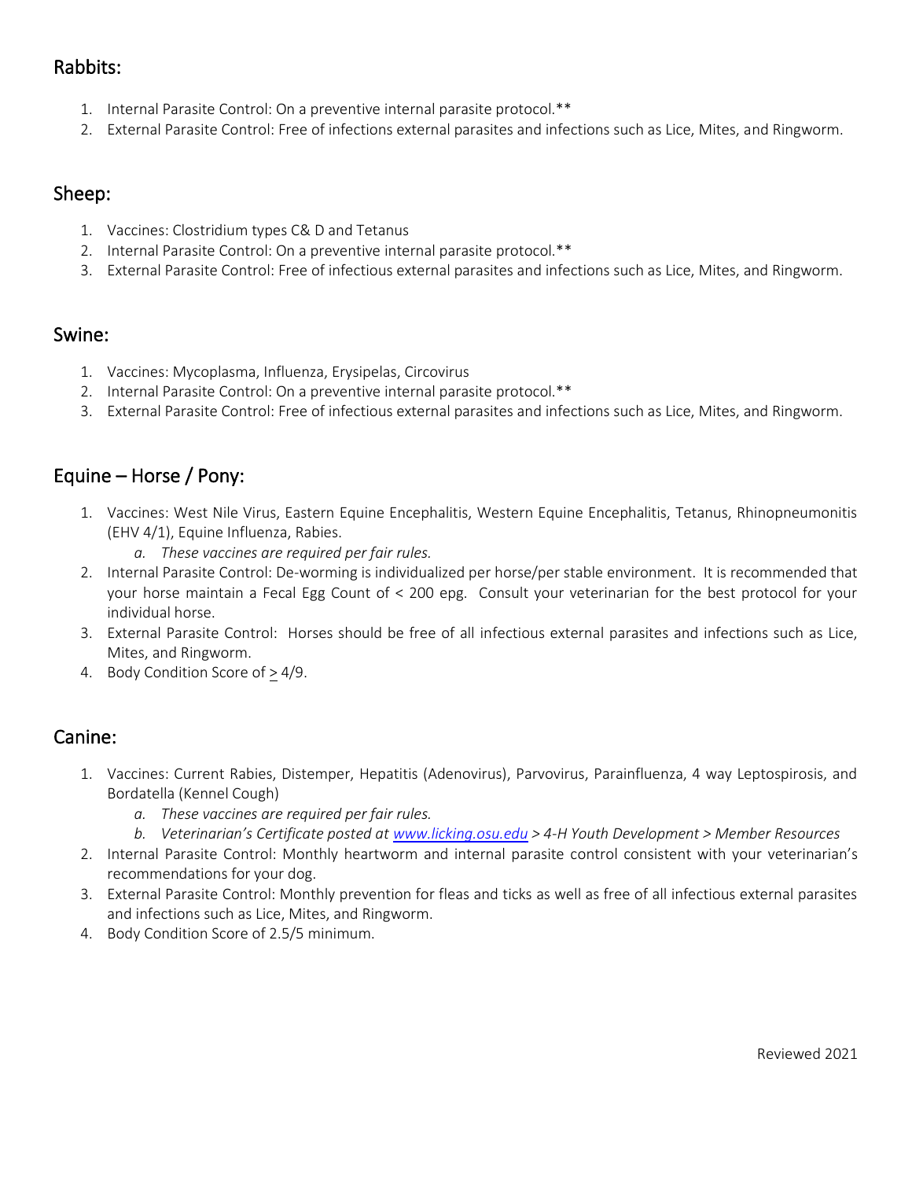## Rabbits:

1. Internal Parasite Control: On a preventive internal parasite protocol.**
2. External Parasite Control: Free of infections external parasites and infections such as Lice, Mites, and Ringworm.

## Sheep:

1. Vaccines: Clostridium types C& D and Tetanus
2. Internal Parasite Control: On a preventive internal parasite protocol.**
3. External Parasite Control: Free of infectious external parasites and infections such as Lice, Mites, and Ringworm.

## Swine:

1. Vaccines: Mycoplasma, Influenza, Erysipelas, Circovirus
2. Internal Parasite Control: On a preventive internal parasite protocol.**
3. External Parasite Control: Free of infectious external parasites and infections such as Lice, Mites, and Ringworm.

## Equine – Horse / Pony:

1. Vaccines: West Nile Virus, Eastern Equine Encephalitis, Western Equine Encephalitis, Tetanus, Rhinopneumonitis (EHV 4/1), Equine Influenza, Rabies.
   a. *These vaccines are required per fair rules.*
2. Internal Parasite Control: De-worming is individualized per horse/per stable environment. It is recommended that your horse maintain a Fecal Egg Count of < 200 epg. Consult your veterinarian for the best protocol for your individual horse.
3. External Parasite Control: Horses should be free of all infectious external parasites and infections such as Lice, Mites, and Ringworm.
4. Body Condition Score of $\geq$ 4/9.

## Canine:

1. Vaccines: Current Rabies, Distemper, Hepatitis (Adenovirus), Parvovirus, Parainfluenza, 4 way Leptospirosis, and Bordatella (Kennel Cough)
   a. *These vaccines are required per fair rules.*
   b. *Veterinarian's Certificate posted at [www.licking.osu.edu](www.licking.osu.edu) > 4-H Youth Development > Member Resources*
2. Internal Parasite Control: Monthly heartworm and internal parasite control consistent with your veterinarian's recommendations for your dog.
3. External Parasite Control: Monthly prevention for fleas and ticks as well as free of all infectious external parasites and infections such as Lice, Mites, and Ringworm.
4. Body Condition Score of 2.5/5 minimum.

Reviewed 2021